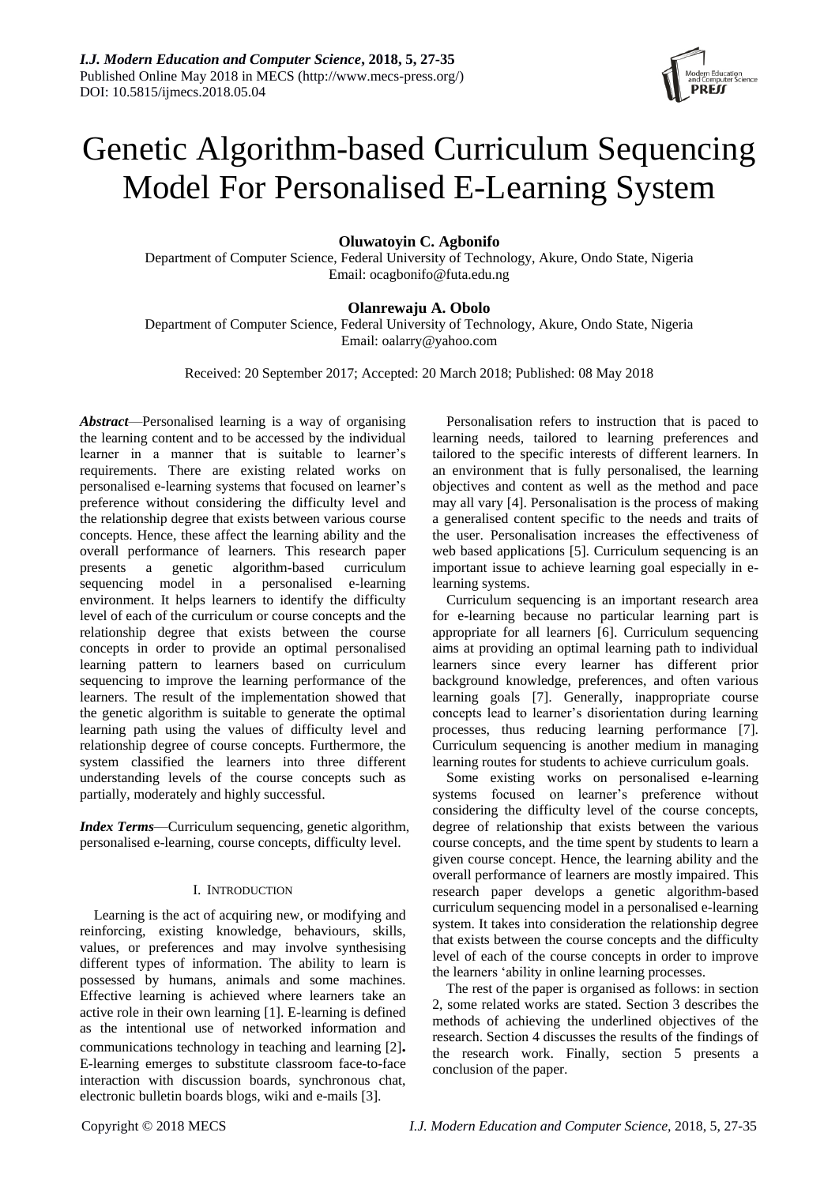# Genetic Algorithm-based Curriculum Sequencing Model For Personalised E-Learning System

**Oluwatoyin C. Agbonifo**

Department of Computer Science, Federal University of Technology, Akure, Ondo State, Nigeria
Email: ocagbonifo@futa.edu.ng

**Olanrewaju A. Obolo**

Department of Computer Science, Federal University of Technology, Akure, Ondo State, Nigeria
Email: oalarry@yahoo.com

Received: 20 September 2017; Accepted: 20 March 2018; Published: 08 May 2018

***Abstract***—Personalised learning is a way of organising the learning content and to be accessed by the individual learner in a manner that is suitable to learner's requirements. There are existing related works on personalised e-learning systems that focused on learner's preference without considering the difficulty level and the relationship degree that exists between various course concepts. Hence, these affect the learning ability and the overall performance of learners. This research paper presents a genetic algorithm-based curriculum sequencing model in a personalised e-learning environment. It helps learners to identify the difficulty level of each of the curriculum or course concepts and the relationship degree that exists between the course concepts in order to provide an optimal personalised learning pattern to learners based on curriculum sequencing to improve the learning performance of the learners. The result of the implementation showed that the genetic algorithm is suitable to generate the optimal learning path using the values of difficulty level and relationship degree of course concepts. Furthermore, the system classified the learners into three different understanding levels of the course concepts such as partially, moderately and highly successful.

***Index Terms***—Curriculum sequencing, genetic algorithm, personalised e-learning, course concepts, difficulty level.

## I. Introduction

Learning is the act of acquiring new, or modifying and reinforcing, existing knowledge, behaviours, skills, values, or preferences and may involve synthesising different types of information. The ability to learn is possessed by humans, animals and some machines. Effective learning is achieved where learners take an active role in their own learning [1]. E-learning is defined as the intentional use of networked information and communications technology in teaching and learning [2]**.** E-learning emerges to substitute classroom face-to-face interaction with discussion boards, synchronous chat, electronic bulletin boards blogs, wiki and e-mails [3].

Personalisation refers to instruction that is paced to learning needs, tailored to learning preferences and tailored to the specific interests of different learners. In an environment that is fully personalised, the learning objectives and content as well as the method and pace may all vary [4]. Personalisation is the process of making a generalised content specific to the needs and traits of the user. Personalisation increases the effectiveness of web based applications [5]. Curriculum sequencing is an important issue to achieve learning goal especially in e-learning systems.

Curriculum sequencing is an important research area for e-learning because no particular learning part is appropriate for all learners [6]. Curriculum sequencing aims at providing an optimal learning path to individual learners since every learner has different prior background knowledge, preferences, and often various learning goals [7]. Generally, inappropriate course concepts lead to learner's disorientation during learning processes, thus reducing learning performance [7]. Curriculum sequencing is another medium in managing learning routes for students to achieve curriculum goals.

Some existing works on personalised e-learning systems focused on learner's preference without considering the difficulty level of the course concepts, degree of relationship that exists between the various course concepts, and the time spent by students to learn a given course concept. Hence, the learning ability and the overall performance of learners are mostly impaired. This research paper develops a genetic algorithm-based curriculum sequencing model in a personalised e-learning system. It takes into consideration the relationship degree that exists between the course concepts and the difficulty level of each of the course concepts in order to improve the learners 'ability in online learning processes.

The rest of the paper is organised as follows: in section 2, some related works are stated. Section 3 describes the methods of achieving the underlined objectives of the research. Section 4 discusses the results of the findings of the research work. Finally, section 5 presents a conclusion of the paper.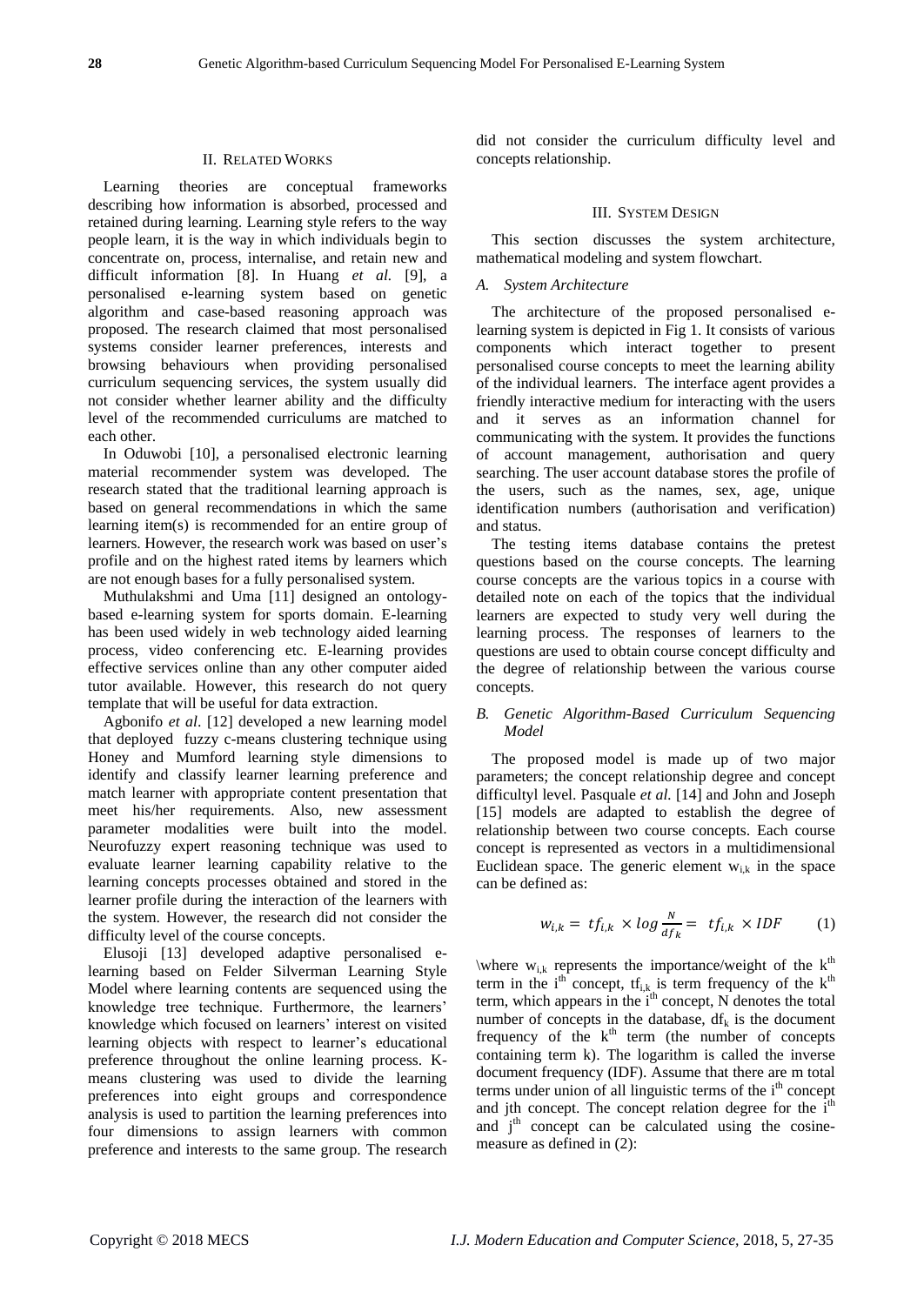## II. Related Works

Learning theories are conceptual frameworks describing how information is absorbed, processed and retained during learning. Learning style refers to the way people learn, it is the way in which individuals begin to concentrate on, process, internalise, and retain new and difficult information [8]. In Huang *et al.* [9], a personalised e-learning system based on genetic algorithm and case-based reasoning approach was proposed. The research claimed that most personalised systems consider learner preferences, interests and browsing behaviours when providing personalised curriculum sequencing services, the system usually did not consider whether learner ability and the difficulty level of the recommended curriculums are matched to each other.

In Oduwobi [10], a personalised electronic learning material recommender system was developed. The research stated that the traditional learning approach is based on general recommendations in which the same learning item(s) is recommended for an entire group of learners. However, the research work was based on user's profile and on the highest rated items by learners which are not enough bases for a fully personalised system.

Muthulakshmi and Uma [11] designed an ontology-based e-learning system for sports domain. E-learning has been used widely in web technology aided learning process, video conferencing etc. E-learning provides effective services online than any other computer aided tutor available. However, this research do not query template that will be useful for data extraction.

Agbonifo *et al*. [12] developed a new learning model that deployed fuzzy c-means clustering technique using Honey and Mumford learning style dimensions to identify and classify learner learning preference and match learner with appropriate content presentation that meet his/her requirements. Also, new assessment parameter modalities were built into the model. Neurofuzzy expert reasoning technique was used to evaluate learner learning capability relative to the learning concepts processes obtained and stored in the learner profile during the interaction of the learners with the system. However, the research did not consider the difficulty level of the course concepts.

Elusoji [13] developed adaptive personalised e-learning based on Felder Silverman Learning Style Model where learning contents are sequenced using the knowledge tree technique. Furthermore, the learners' knowledge which focused on learners' interest on visited learning objects with respect to learner's educational preference throughout the online learning process. K-means clustering was used to divide the learning preferences into eight groups and correspondence analysis is used to partition the learning preferences into four dimensions to assign learners with common preference and interests to the same group. The research did not consider the curriculum difficulty level and concepts relationship.

## III. System Design

This section discusses the system architecture, mathematical modeling and system flowchart.

### *A. System Architecture*

The architecture of the proposed personalised e-learning system is depicted in Fig 1. It consists of various components which interact together to present personalised course concepts to meet the learning ability of the individual learners. The interface agent provides a friendly interactive medium for interacting with the users and it serves as an information channel for communicating with the system. It provides the functions of account management, authorisation and query searching. The user account database stores the profile of the users, such as the names, sex, age, unique identification numbers (authorisation and verification) and status.

The testing items database contains the pretest questions based on the course concepts. The learning course concepts are the various topics in a course with detailed note on each of the topics that the individual learners are expected to study very well during the learning process. The responses of learners to the questions are used to obtain course concept difficulty and the degree of relationship between the various course concepts.

### *B. Genetic Algorithm-Based Curriculum Sequencing Model*

The proposed model is made up of two major parameters; the concept relationship degree and concept difficultyl level. Pasquale *et al.* [14] and John and Joseph [15] models are adapted to establish the degree of relationship between two course concepts. Each course concept is represented as vectors in a multidimensional Euclidean space. The generic element $w_{i,k}$ in the space can be defined as:

$$w_{i,k} = tf_{i,k} \times log \frac{N}{df_k} = tf_{i,k} \times IDF \qquad (1)$$

\where $w_{i,k}$ represents the importance/weight of the $k^{th}$ term in the $i^{th}$ concept, $tf_{i,k}$ is term frequency of the $k^{th}$ term, which appears in the $i^{th}$ concept, N denotes the total number of concepts in the database, $df_k$ is the document frequency of the $k^{th}$ term (the number of concepts containing term k). The logarithm is called the inverse document frequency (IDF). Assume that there are m total terms under union of all linguistic terms of the $i^{th}$ concept and jth concept. The concept relation degree for the $i^{th}$ and $j^{th}$ concept can be calculated using the cosine-measure as defined in (2):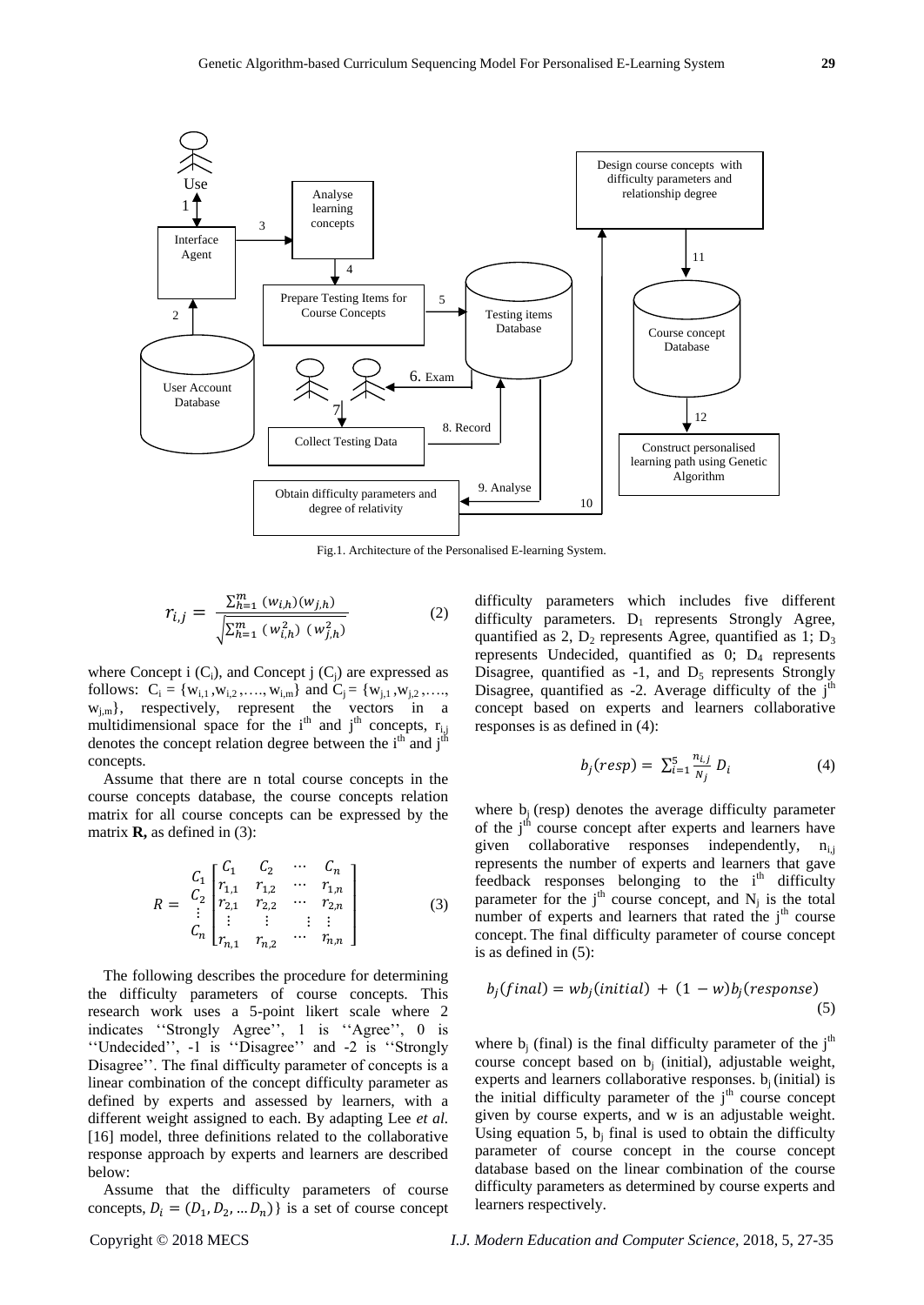Fig.1. Architecture of the Personalised E-learning System.

$$r_{i,j} = \frac{\sum_{h=1}^{m} (w_{i,h})(w_{j,h})}{\sqrt{\sum_{h=1}^{m} (w_{i,h}^2)\ (w_{j,h}^2)}} \tag{2}$$

where Concept i ($C_i$), and Concept j ($C_j$) are expressed as follows: $C_i = \{w_{i,1}, w_{i,2}, \ldots, w_{i,m}\}$ and $C_j = \{w_{j,1}, w_{j,2}, \ldots, w_{j,m}\}$, respectively, represent the vectors in a multidimensional space for the i$^{th}$ and j$^{th}$ concepts, $r_{i,j}$ denotes the concept relation degree between the i$^{th}$ and j$^{th}$ concepts.

Assume that there are n total course concepts in the course concepts database, the course concepts relation matrix for all course concepts can be expressed by the matrix **R,** as defined in (3):

$$R = \begin{matrix} \\ C_1 \\ C_2 \\ \vdots \\ C_n \end{matrix} \begin{bmatrix} C_1 & C_2 & \cdots & C_n \\ r_{1,1} & r_{1,2} & \cdots & r_{1,n} \\ r_{2,1} & r_{2,2} & \cdots & r_{2,n} \\ \vdots & \vdots & \vdots & \vdots \\ r_{n,1} & r_{n,2} & \cdots & r_{n,n} \end{bmatrix} \tag{3}$$

The following describes the procedure for determining the difficulty parameters of course concepts. This research work uses a 5-point likert scale where 2 indicates ''Strongly Agree'', 1 is ''Agree'', 0 is ''Undecided'', -1 is ''Disagree'' and -2 is ''Strongly Disagree''. The final difficulty parameter of concepts is a linear combination of the concept difficulty parameter as defined by experts and assessed by learners, with a different weight assigned to each. By adapting Lee *et al.* [16] model, three definitions related to the collaborative response approach by experts and learners are described below:

Assume that the difficulty parameters of course concepts, $D_i = (D_1, D_2, \ldots D_n)\}$ is a set of course concept difficulty parameters which includes five different difficulty parameters. $D_1$ represents Strongly Agree, quantified as 2, $D_2$ represents Agree, quantified as 1; $D_3$ represents Undecided, quantified as 0; $D_4$ represents Disagree, quantified as -1, and $D_5$ represents Strongly Disagree, quantified as -2. Average difficulty of the j$^{th}$ concept based on experts and learners collaborative responses is as defined in (4):

$$b_j(resp) = \sum_{i=1}^{5} \frac{n_{i,j}}{N_j} D_i \tag{4}$$

where $b_j$ (resp) denotes the average difficulty parameter of the j$^{th}$ course concept after experts and learners have given collaborative responses independently, $n_{i,j}$ represents the number of experts and learners that gave feedback responses belonging to the i$^{th}$ difficulty parameter for the j$^{th}$ course concept, and $N_j$ is the total number of experts and learners that rated the j$^{th}$ course concept. The final difficulty parameter of course concept is as defined in (5):

$$b_j(final) = w b_j(initial) + (1 - w) b_j(response) \tag{5}$$

where $b_j$ (final) is the final difficulty parameter of the j$^{th}$ course concept based on $b_j$ (initial), adjustable weight, experts and learners collaborative responses. $b_j$ (initial) is the initial difficulty parameter of the j$^{th}$ course concept given by course experts, and w is an adjustable weight. Using equation 5, $b_j$ final is used to obtain the difficulty parameter of course concept in the course concept database based on the linear combination of the course difficulty parameters as determined by course experts and learners respectively.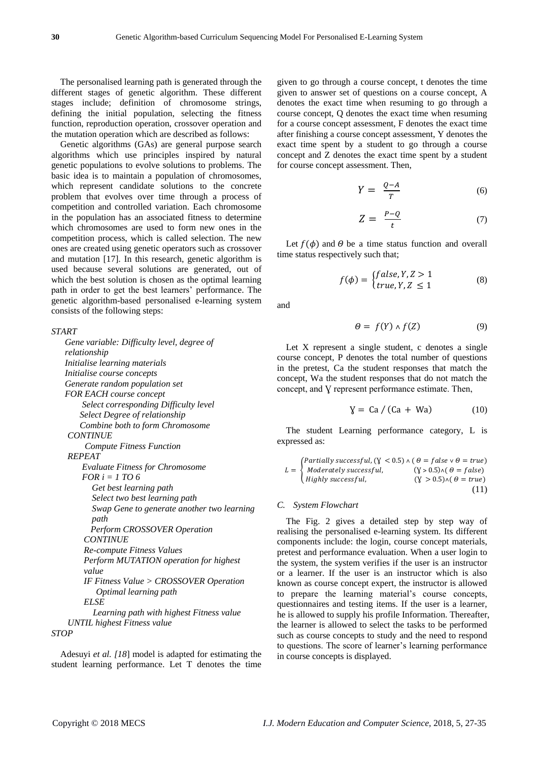The personalised learning path is generated through the different stages of genetic algorithm. These different stages include; definition of chromosome strings, defining the initial population, selecting the fitness function, reproduction operation, crossover operation and the mutation operation which are described as follows:

Genetic algorithms (GAs) are general purpose search algorithms which use principles inspired by natural genetic populations to evolve solutions to problems. The basic idea is to maintain a population of chromosomes, which represent candidate solutions to the concrete problem that evolves over time through a process of competition and controlled variation. Each chromosome in the population has an associated fitness to determine which chromosomes are used to form new ones in the competition process, which is called selection. The new ones are created using genetic operators such as crossover and mutation [17]. In this research, genetic algorithm is used because several solutions are generated, out of which the best solution is chosen as the optimal learning path in order to get the best learners' performance. The genetic algorithm-based personalised e-learning system consists of the following steps:

```
START
    Gene variable: Difficulty level, degree of
    relationship
    Initialise learning materials
    Initialise course concepts
    Generate random population set
    FOR EACH course concept
        Select corresponding Difficulty level
        Select Degree of relationship
        Combine both to form Chromosome
    CONTINUE
        Compute Fitness Function
    REPEAT
        Evaluate Fitness for Chromosome
        FOR i = 1 TO 6
            Get best learning path
            Select two best learning path
            Swap Gene to generate another two learning
            path
            Perform CROSSOVER Operation
        CONTINUE
        Re-compute Fitness Values
        Perform MUTATION operation for highest
        value
        IF Fitness Value > CROSSOVER Operation
            Optimal learning path
        ELSE
            Learning path with highest Fitness value
    UNTIL highest Fitness value
STOP
```

Adesuyi *et al. [18]* model is adapted for estimating the student learning performance. Let T denotes the time given to go through a course concept, t denotes the time given to answer set of questions on a course concept, A denotes the exact time when resuming to go through a course concept, Q denotes the exact time when resuming for a course concept assessment, F denotes the exact time after finishing a course concept assessment, Y denotes the exact time spent by a student to go through a course concept and Z denotes the exact time spent by a student for course concept assessment. Then,

$$Y = \frac{Q-A}{T} \tag{6}$$

$$Z = \frac{P-Q}{t} \tag{7}$$

Let $f(\phi)$ and $\Theta$ be a time status function and overall time status respectively such that;

$$f(\phi) = \begin{cases} false, Y, Z > 1 \\ true, Y, Z \leq 1 \end{cases} \tag{8}$$

and

$$\Theta = f(Y) \wedge f(Z) \tag{9}$$

Let X represent a single student, c denotes a single course concept, P denotes the total number of questions in the pretest, Ca the student responses that match the concept, Wa the student responses that do not match the concept, and Ɣ represent performance estimate. Then,

$$\text{Ɣ} = \text{Ca} / (\text{Ca} + \text{Wa}) \tag{10}$$

The student Learning performance category, L is expressed as:

$$L = \begin{cases} Partially\ successful, (\text{Ɣ} < 0.5) \wedge (\Theta = false \vee \Theta = true) \\ Moderately\ successful, \quad (\text{Ɣ} > 0.5) \wedge (\Theta = false) \\ Highly\ successful, \quad (\text{Ɣ} > 0.5) \wedge (\Theta = true) \end{cases} \tag{11}$$

### C. System Flowchart

The Fig. 2 gives a detailed step by step way of realising the personalised e-learning system. Its different components include: the login, course concept materials, pretest and performance evaluation. When a user login to the system, the system verifies if the user is an instructor or a learner. If the user is an instructor which is also known as course concept expert, the instructor is allowed to prepare the learning material's course concepts, questionnaires and testing items. If the user is a learner, he is allowed to supply his profile Information. Thereafter, the learner is allowed to select the tasks to be performed such as course concepts to study and the need to respond to questions. The score of learner's learning performance in course concepts is displayed.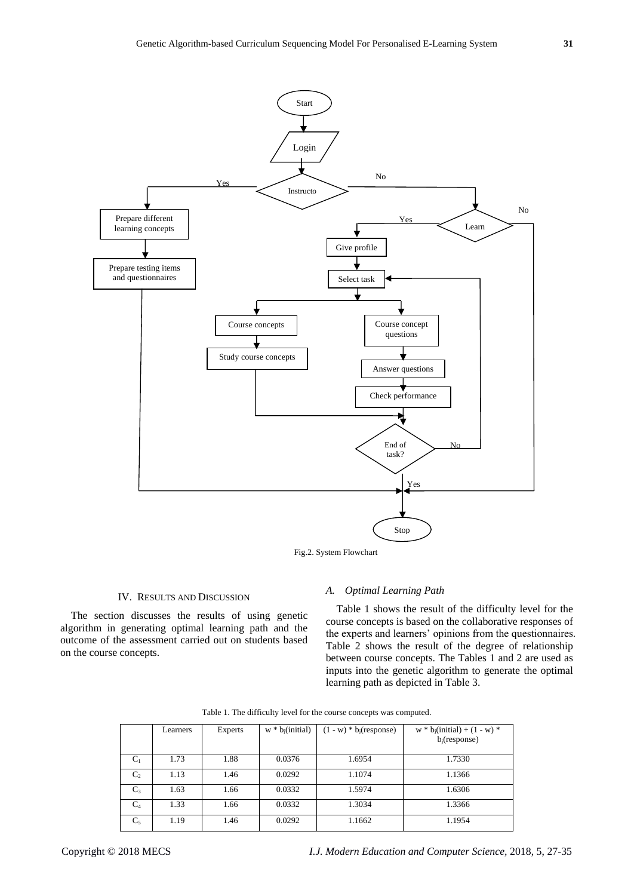Fig.2. System Flowchart

## IV. Results and Discussion

The section discusses the results of using genetic algorithm in generating optimal learning path and the outcome of the assessment carried out on students based on the course concepts.

### *A. Optimal Learning Path*

Table 1 shows the result of the difficulty level for the course concepts is based on the collaborative responses of the experts and learners' opinions from the questionnaires. Table 2 shows the result of the degree of relationship between course concepts. The Tables 1 and 2 are used as inputs into the genetic algorithm to generate the optimal learning path as depicted in Table 3.

Table 1. The difficulty level for the course concepts was computed.

| | Learners | Experts | $w * b_j(\text{initial})$ | $(1 - w) * b_j(\text{response})$ | $w * b_j(\text{initial}) + (1 - w) * b_j(\text{response})$ |
|---|---|---|---|---|---|
| $C_1$ | 1.73 | 1.88 | 0.0376 | 1.6954 | 1.7330 |
| $C_2$ | 1.13 | 1.46 | 0.0292 | 1.1074 | 1.1366 |
| $C_3$ | 1.63 | 1.66 | 0.0332 | 1.5974 | 1.6306 |
| $C_4$ | 1.33 | 1.66 | 0.0332 | 1.3034 | 1.3366 |
| $C_5$ | 1.19 | 1.46 | 0.0292 | 1.1662 | 1.1954 |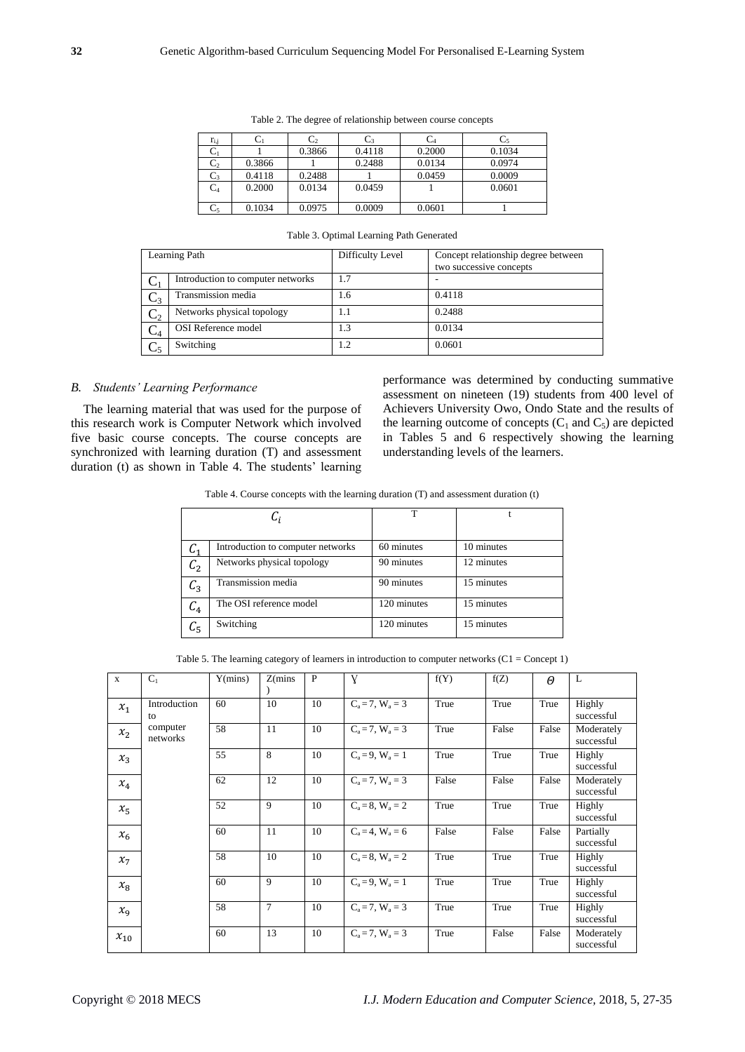Table 2. The degree of relationship between course concepts

| $r_{i,j}$ | $C_1$ | $C_2$ | $C_3$ | $C_4$ | $C_5$ |
|---|---|---|---|---|---|
| $C_1$ | 1 | 0.3866 | 0.4118 | 0.2000 | 0.1034 |
| $C_2$ | 0.3866 | 1 | 0.2488 | 0.0134 | 0.0974 |
| $C_3$ | 0.4118 | 0.2488 | 1 | 0.0459 | 0.0009 |
| $C_4$ | 0.2000 | 0.0134 | 0.0459 | 1 | 0.0601 |
| $C_5$ | 0.1034 | 0.0975 | 0.0009 | 0.0601 | 1 |

Table 3. Optimal Learning Path Generated

| Learning Path | | Difficulty Level | Concept relationship degree between two successive concepts |
|---|---|---|---|
| $C_1$ | Introduction to computer networks | 1.7 | - |
| $C_3$ | Transmission media | 1.6 | 0.4118 |
| $C_2$ | Networks physical topology | 1.1 | 0.2488 |
| $C_4$ | OSI Reference model | 1.3 | 0.0134 |
| $C_5$ | Switching | 1.2 | 0.0601 |

### *B. Students' Learning Performance*

The learning material that was used for the purpose of this research work is Computer Network which involved five basic course concepts. The course concepts are synchronized with learning duration (T) and assessment duration (t) as shown in Table 4. The students' learning performance was determined by conducting summative assessment on nineteen (19) students from 400 level of Achievers University Owo, Ondo State and the results of the learning outcome of concepts ($C_1$ and $C_5$) are depicted in Tables 5 and 6 respectively showing the learning understanding levels of the learners.

Table 4. Course concepts with the learning duration (T) and assessment duration (t)

| $C_i$ | | T | t |
|---|---|---|---|
| $C_1$ | Introduction to computer networks | 60 minutes | 10 minutes |
| $C_2$ | Networks physical topology | 90 minutes | 12 minutes |
| $C_3$ | Transmission media | 90 minutes | 15 minutes |
| $C_4$ | The OSI reference model | 120 minutes | 15 minutes |
| $C_5$ | Switching | 120 minutes | 15 minutes |

Table 5. The learning category of learners in introduction to computer networks (C1 = Concept 1)

| x | $C_1$ | Y(mins) | Z(mins) | P | Ɣ | f(Y) | f(Z) | $\theta$ | L |
|---|---|---|---|---|---|---|---|---|---|
| $x_1$ | Introduction to computer networks | 60 | 10 | 10 | $C_a = 7$, $W_a = 3$ | True | True | True | Highly successful |
| $x_2$ | | 58 | 11 | 10 | $C_a = 7$, $W_a = 3$ | True | False | False | Moderately successful |
| $x_3$ | | 55 | 8 | 10 | $C_a = 9$, $W_a = 1$ | True | True | True | Highly successful |
| $x_4$ | | 62 | 12 | 10 | $C_a = 7$, $W_a = 3$ | False | False | False | Moderately successful |
| $x_5$ | | 52 | 9 | 10 | $C_a = 8$, $W_a = 2$ | True | True | True | Highly successful |
| $x_6$ | | 60 | 11 | 10 | $C_a = 4$, $W_a = 6$ | False | False | False | Partially successful |
| $x_7$ | | 58 | 10 | 10 | $C_a = 8$, $W_a = 2$ | True | True | True | Highly successful |
| $x_8$ | | 60 | 9 | 10 | $C_a = 9$, $W_a = 1$ | True | True | True | Highly successful |
| $x_9$ | | 58 | 7 | 10 | $C_a = 7$, $W_a = 3$ | True | True | True | Highly successful |
| $x_{10}$ | | 60 | 13 | 10 | $C_a = 7$, $W_a = 3$ | True | False | False | Moderately successful |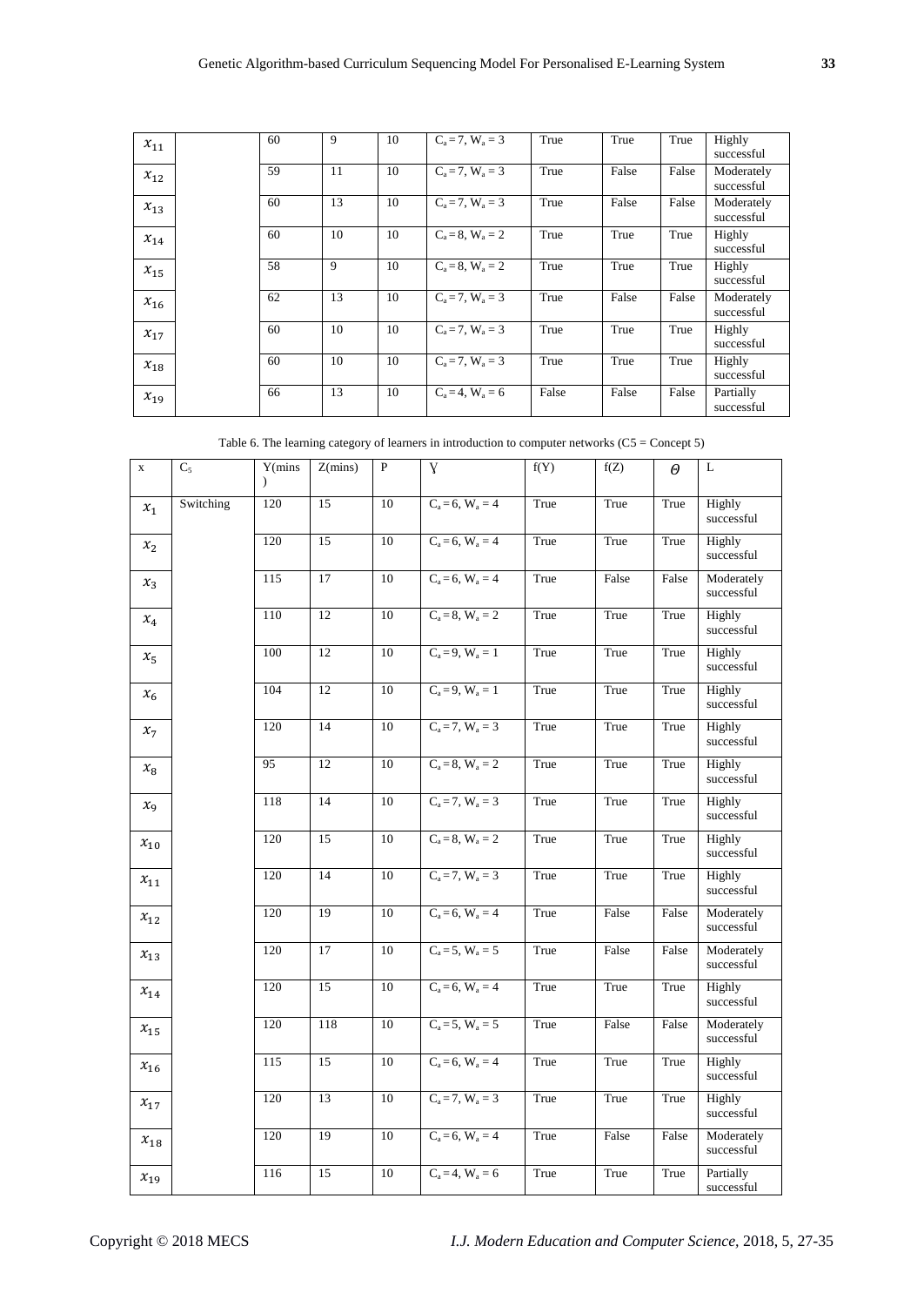| | | | | | | | | | |
|---|---|---|---|---|---|---|---|---|---|
| $x_{11}$ | | 60 | 9 | 10 | $C_a = 7, W_a = 3$ | True | True | True | Highly successful |
| $x_{12}$ | | 59 | 11 | 10 | $C_a = 7, W_a = 3$ | True | False | False | Moderately successful |
| $x_{13}$ | | 60 | 13 | 10 | $C_a = 7, W_a = 3$ | True | False | False | Moderately successful |
| $x_{14}$ | | 60 | 10 | 10 | $C_a = 8, W_a = 2$ | True | True | True | Highly successful |
| $x_{15}$ | | 58 | 9 | 10 | $C_a = 8, W_a = 2$ | True | True | True | Highly successful |
| $x_{16}$ | | 62 | 13 | 10 | $C_a = 7, W_a = 3$ | True | False | False | Moderately successful |
| $x_{17}$ | | 60 | 10 | 10 | $C_a = 7, W_a = 3$ | True | True | True | Highly successful |
| $x_{18}$ | | 60 | 10 | 10 | $C_a = 7, W_a = 3$ | True | True | True | Highly successful |
| $x_{19}$ | | 66 | 13 | 10 | $C_a = 4, W_a = 6$ | False | False | False | Partially successful |

Table 6. The learning category of learners in introduction to computer networks (C5 = Concept 5)

| x | $C_5$ | Y(mins) | Z(mins) | P | Ɣ | f(Y) | f(Z) | $\theta$ | L |
|---|---|---|---|---|---|---|---|---|---|
| $x_1$ | Switching | 120 | 15 | 10 | $C_a = 6, W_a = 4$ | True | True | True | Highly successful |
| $x_2$ | | 120 | 15 | 10 | $C_a = 6, W_a = 4$ | True | True | True | Highly successful |
| $x_3$ | | 115 | 17 | 10 | $C_a = 6, W_a = 4$ | True | False | False | Moderately successful |
| $x_4$ | | 110 | 12 | 10 | $C_a = 8, W_a = 2$ | True | True | True | Highly successful |
| $x_5$ | | 100 | 12 | 10 | $C_a = 9, W_a = 1$ | True | True | True | Highly successful |
| $x_6$ | | 104 | 12 | 10 | $C_a = 9, W_a = 1$ | True | True | True | Highly successful |
| $x_7$ | | 120 | 14 | 10 | $C_a = 7, W_a = 3$ | True | True | True | Highly successful |
| $x_8$ | | 95 | 12 | 10 | $C_a = 8, W_a = 2$ | True | True | True | Highly successful |
| $x_9$ | | 118 | 14 | 10 | $C_a = 7, W_a = 3$ | True | True | True | Highly successful |
| $x_{10}$ | | 120 | 15 | 10 | $C_a = 8, W_a = 2$ | True | True | True | Highly successful |
| $x_{11}$ | | 120 | 14 | 10 | $C_a = 7, W_a = 3$ | True | True | True | Highly successful |
| $x_{12}$ | | 120 | 19 | 10 | $C_a = 6, W_a = 4$ | True | False | False | Moderately successful |
| $x_{13}$ | | 120 | 17 | 10 | $C_a = 5, W_a = 5$ | True | False | False | Moderately successful |
| $x_{14}$ | | 120 | 15 | 10 | $C_a = 6, W_a = 4$ | True | True | True | Highly successful |
| $x_{15}$ | | 120 | 118 | 10 | $C_a = 5, W_a = 5$ | True | False | False | Moderately successful |
| $x_{16}$ | | 115 | 15 | 10 | $C_a = 6, W_a = 4$ | True | True | True | Highly successful |
| $x_{17}$ | | 120 | 13 | 10 | $C_a = 7, W_a = 3$ | True | True | True | Highly successful |
| $x_{18}$ | | 120 | 19 | 10 | $C_a = 6, W_a = 4$ | True | False | False | Moderately successful |
| $x_{19}$ | | 116 | 15 | 10 | $C_a = 4, W_a = 6$ | True | True | True | Partially successful |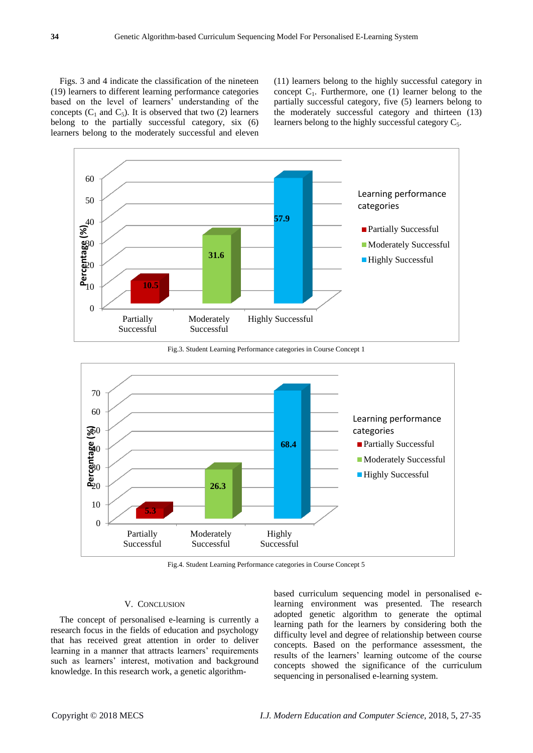Figs. 3 and 4 indicate the classification of the nineteen (19) learners to different learning performance categories based on the level of learners' understanding of the concepts ($C_1$ and $C_5$). It is observed that two (2) learners belong to the partially successful category, six (6) learners belong to the moderately successful and eleven (11) learners belong to the highly successful category in concept $C_1$. Furthermore, one (1) learner belong to the partially successful category, five (5) learners belong to the moderately successful category and thirteen (13) learners belong to the highly successful category $C_5$.

Fig.3. Student Learning Performance categories in Course Concept 1

Fig.4. Student Learning Performance categories in Course Concept 5

## V. Conclusion

The concept of personalised e-learning is currently a research focus in the fields of education and psychology that has received great attention in order to deliver learning in a manner that attracts learners' requirements such as learners' interest, motivation and background knowledge. In this research work, a genetic algorithm-based curriculum sequencing model in personalised e-learning environment was presented. The research adopted genetic algorithm to generate the optimal learning path for the learners by considering both the difficulty level and degree of relationship between course concepts. Based on the performance assessment, the results of the learners' learning outcome of the course concepts showed the significance of the curriculum sequencing in personalised e-learning system.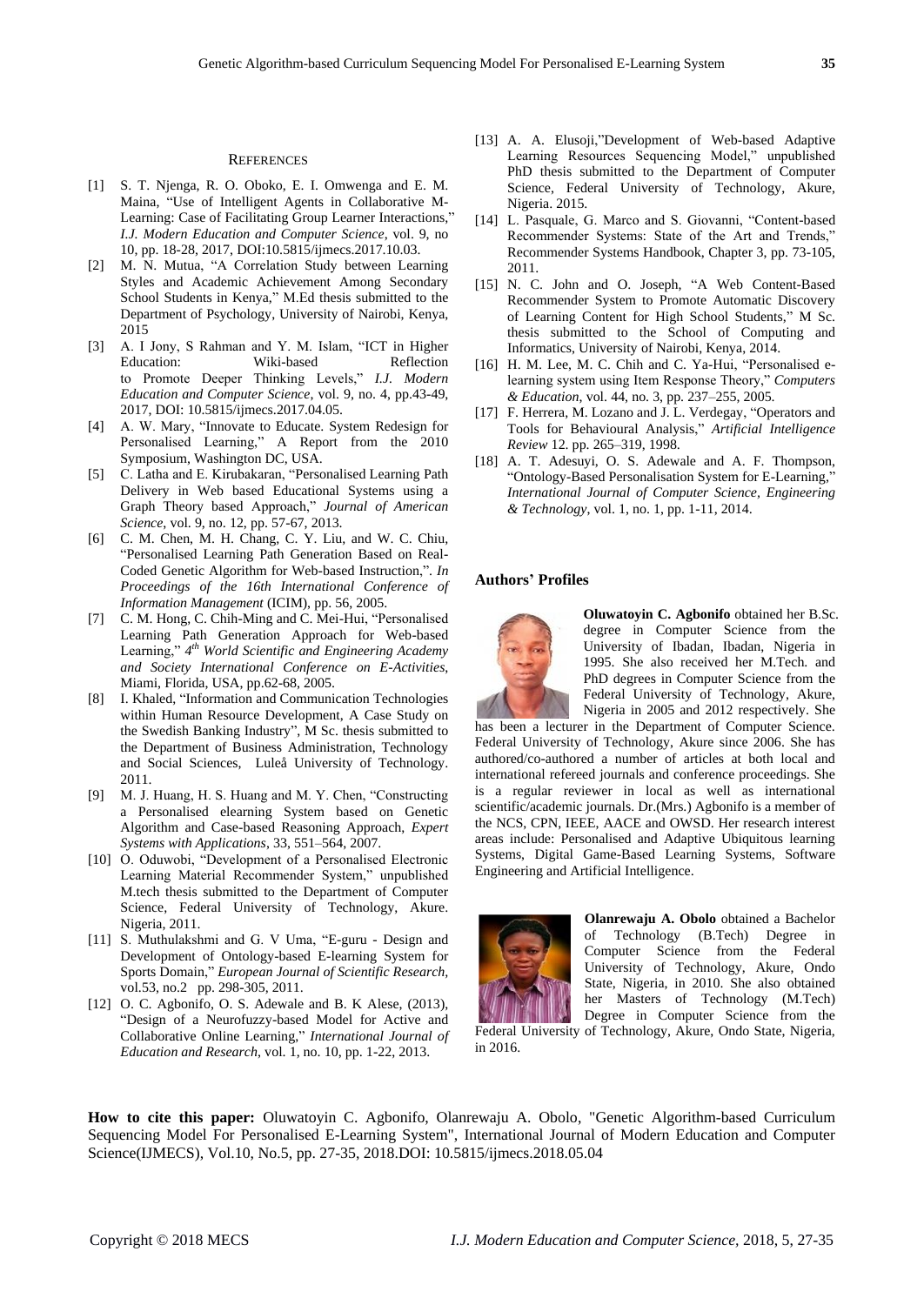## References

[1] S. T. Njenga, R. O. Oboko, E. I. Omwenga and E. M. Maina, "Use of Intelligent Agents in Collaborative M-Learning: Case of Facilitating Group Learner Interactions," *I.J. Modern Education and Computer Science*, vol. 9, no 10, pp. 18-28, 2017, DOI:10.5815/ijmecs.2017.10.03.

[2] M. N. Mutua, "A Correlation Study between Learning Styles and Academic Achievement Among Secondary School Students in Kenya," M.Ed thesis submitted to the Department of Psychology, University of Nairobi, Kenya, 2015

[3] A. I Jony, S Rahman and Y. M. Islam, "ICT in Higher Education: Wiki-based Reflection to Promote Deeper Thinking Levels," *I.J. Modern Education and Computer Science*, vol. 9, no. 4, pp.43-49, 2017, DOI: 10.5815/ijmecs.2017.04.05.

[4] A. W. Mary, "Innovate to Educate. System Redesign for Personalised Learning," A Report from the 2010 Symposium, Washington DC, USA.

[5] C. Latha and E. Kirubakaran, "Personalised Learning Path Delivery in Web based Educational Systems using a Graph Theory based Approach," *Journal of American Science*, vol. 9, no. 12, pp. 57-67, 2013.

[6] C. M. Chen, M. H. Chang, C. Y. Liu, and W. C. Chiu, "Personalised Learning Path Generation Based on Real-Coded Genetic Algorithm for Web-based Instruction,". *In Proceedings of the 16th International Conference of Information Management* (ICIM), pp. 56, 2005.

[7] C. M. Hong, C. Chih-Ming and C. Mei-Hui, "Personalised Learning Path Generation Approach for Web-based Learning," *4th World Scientific and Engineering Academy and Society International Conference on E-Activities*, Miami, Florida, USA, pp.62-68, 2005.

[8] I. Khaled, "Information and Communication Technologies within Human Resource Development, A Case Study on the Swedish Banking Industry", M Sc. thesis submitted to the Department of Business Administration, Technology and Social Sciences, Luleå University of Technology. 2011.

[9] M. J. Huang, H. S. Huang and M. Y. Chen, "Constructing a Personalised elearning System based on Genetic Algorithm and Case-based Reasoning Approach, *Expert Systems with Applications*, 33, 551–564, 2007.

[10] O. Oduwobi, "Development of a Personalised Electronic Learning Material Recommender System," unpublished M.tech thesis submitted to the Department of Computer Science, Federal University of Technology, Akure. Nigeria, 2011.

[11] S. Muthulakshmi and G. V Uma, "E-guru - Design and Development of Ontology-based E-learning System for Sports Domain," *European Journal of Scientific Research*, vol.53, no.2 pp. 298-305, 2011.

[12] O. C. Agbonifo, O. S. Adewale and B. K Alese, (2013), "Design of a Neurofuzzy-based Model for Active and Collaborative Online Learning," *International Journal of Education and Research*, vol. 1, no. 10, pp. 1-22, 2013.

[13] A. A. Elusoji,"Development of Web-based Adaptive Learning Resources Sequencing Model," unpublished PhD thesis submitted to the Department of Computer Science, Federal University of Technology, Akure, Nigeria. 2015.

[14] L. Pasquale, G. Marco and S. Giovanni, "Content-based Recommender Systems: State of the Art and Trends," Recommender Systems Handbook, Chapter 3, pp. 73-105, 2011.

[15] N. C. John and O. Joseph, "A Web Content-Based Recommender System to Promote Automatic Discovery of Learning Content for High School Students," M Sc. thesis submitted to the School of Computing and Informatics, University of Nairobi, Kenya, 2014.

[16] H. M. Lee, M. C. Chih and C. Ya-Hui, "Personalised e-learning system using Item Response Theory," *Computers & Education*, vol. 44, no. 3, pp. 237–255, 2005.

[17] F. Herrera, M. Lozano and J. L. Verdegay, "Operators and Tools for Behavioural Analysis," *Artificial Intelligence Review* 12. pp. 265–319, 1998.

[18] A. T. Adesuyi, O. S. Adewale and A. F. Thompson, "Ontology-Based Personalisation System for E-Learning," *International Journal of Computer Science, Engineering & Technology*, vol. 1, no. 1, pp. 1-11, 2014.

## Authors' Profiles

**Oluwatoyin C. Agbonifo** obtained her B.Sc. degree in Computer Science from the University of Ibadan, Ibadan, Nigeria in 1995. She also received her M.Tech. and PhD degrees in Computer Science from the Federal University of Technology, Akure, Nigeria in 2005 and 2012 respectively. She has been a lecturer in the Department of Computer Science. Federal University of Technology, Akure since 2006. She has authored/co-authored a number of articles at both local and international refereed journals and conference proceedings. She is a regular reviewer in local as well as international scientific/academic journals. Dr.(Mrs.) Agbonifo is a member of the NCS, CPN, IEEE, AACE and OWSD. Her research interest areas include: Personalised and Adaptive Ubiquitous learning Systems, Digital Game-Based Learning Systems, Software Engineering and Artificial Intelligence.

**Olanrewaju A. Obolo** obtained a Bachelor of Technology (B.Tech) Degree in Computer Science from the Federal University of Technology, Akure, Ondo State, Nigeria, in 2010. She also obtained her Masters of Technology (M.Tech) Degree in Computer Science from the Federal University of Technology, Akure, Ondo State, Nigeria, in 2016.

**How to cite this paper:** Oluwatoyin C. Agbonifo, Olanrewaju A. Obolo, "Genetic Algorithm-based Curriculum Sequencing Model For Personalised E-Learning System", International Journal of Modern Education and Computer Science(IJMECS), Vol.10, No.5, pp. 27-35, 2018.DOI: 10.5815/ijmecs.2018.05.04